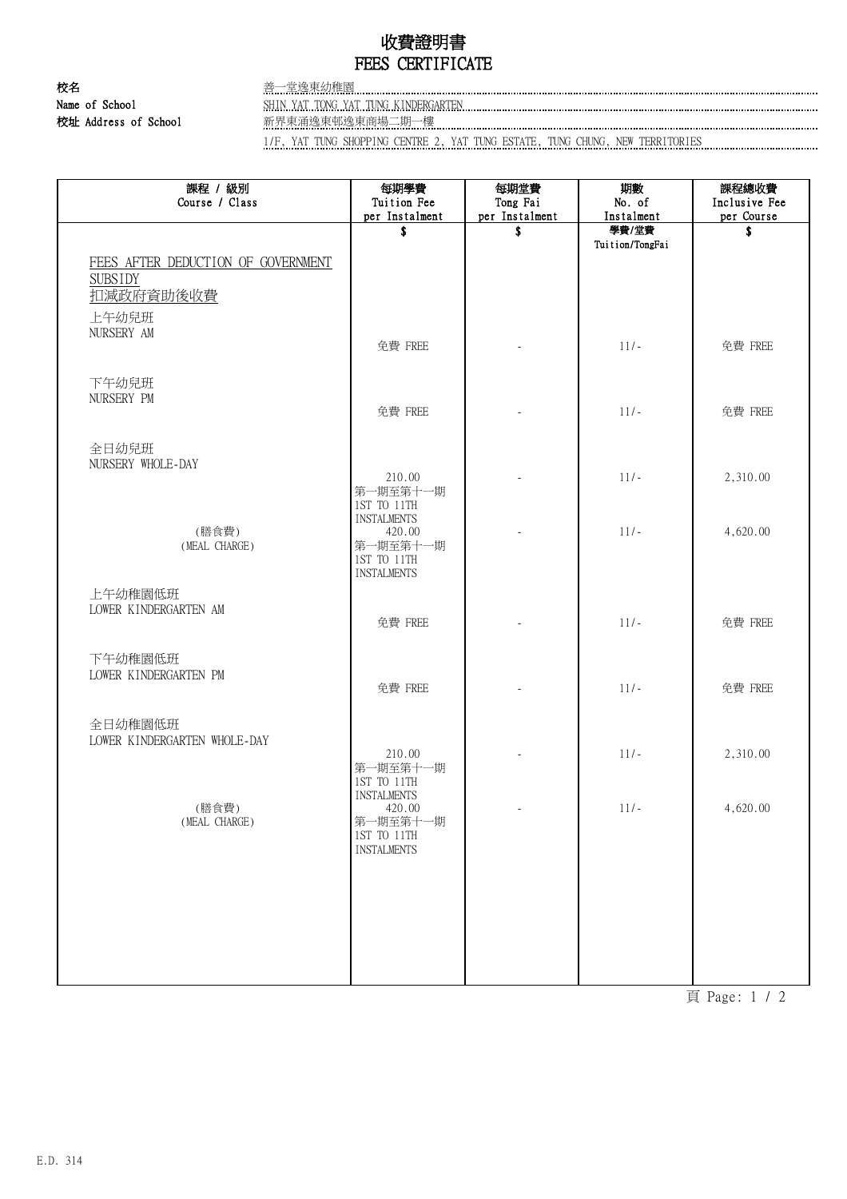# 收費證明書
# FEES CERTIFICATE

校名
Name of School: 善一堂逸東幼稚園
SHIN YAT TONG YAT TUNG KINDERGARTEN

校址 Address of School: 新界東涌逸東邨逸東商場二期一樓
1/F, YAT TUNG SHOPPING CENTRE 2, YAT TUNG ESTATE, TUNG CHUNG, NEW TERRITORIES

| 課程 / 級別<br>Course / Class | 每期學費<br>Tuition Fee<br>per Instalment<br>$ | 每期堂費<br>Tong Fai<br>per Instalment<br>$ | 期數<br>No. of<br>Instalment<br>學費/堂費<br>Tuition/TongFai | 課程總收費<br>Inclusive Fee<br>per Course<br>$ |
|---|---|---|---|---|
| FEES AFTER DEDUCTION OF GOVERNMENT SUBSIDY<br>扣減政府資助後收費 | | | | |
| 上午幼兒班<br>NURSERY AM | 免費 FREE | - | 11/- | 免費 FREE |
| 下午幼兒班<br>NURSERY PM | 免費 FREE | - | 11/- | 免費 FREE |
| 全日幼兒班<br>NURSERY WHOLE-DAY | 210.00<br>第一期至第十一期<br>1ST TO 11TH INSTALMENTS | - | 11/- | 2,310.00 |
| (膳食費)<br>(MEAL CHARGE) | 420.00<br>第一期至第十一期<br>1ST TO 11TH INSTALMENTS | - | 11/- | 4,620.00 |
| 上午幼稚園低班<br>LOWER KINDERGARTEN AM | 免費 FREE | - | 11/- | 免費 FREE |
| 下午幼稚園低班<br>LOWER KINDERGARTEN PM | 免費 FREE | - | 11/- | 免費 FREE |
| 全日幼稚園低班<br>LOWER KINDERGARTEN WHOLE-DAY | 210.00<br>第一期至第十一期<br>1ST TO 11TH INSTALMENTS | - | 11/- | 2,310.00 |
| (膳食費)<br>(MEAL CHARGE) | 420.00<br>第一期至第十一期<br>1ST TO 11TH INSTALMENTS | - | 11/- | 4,620.00 |

E.D. 314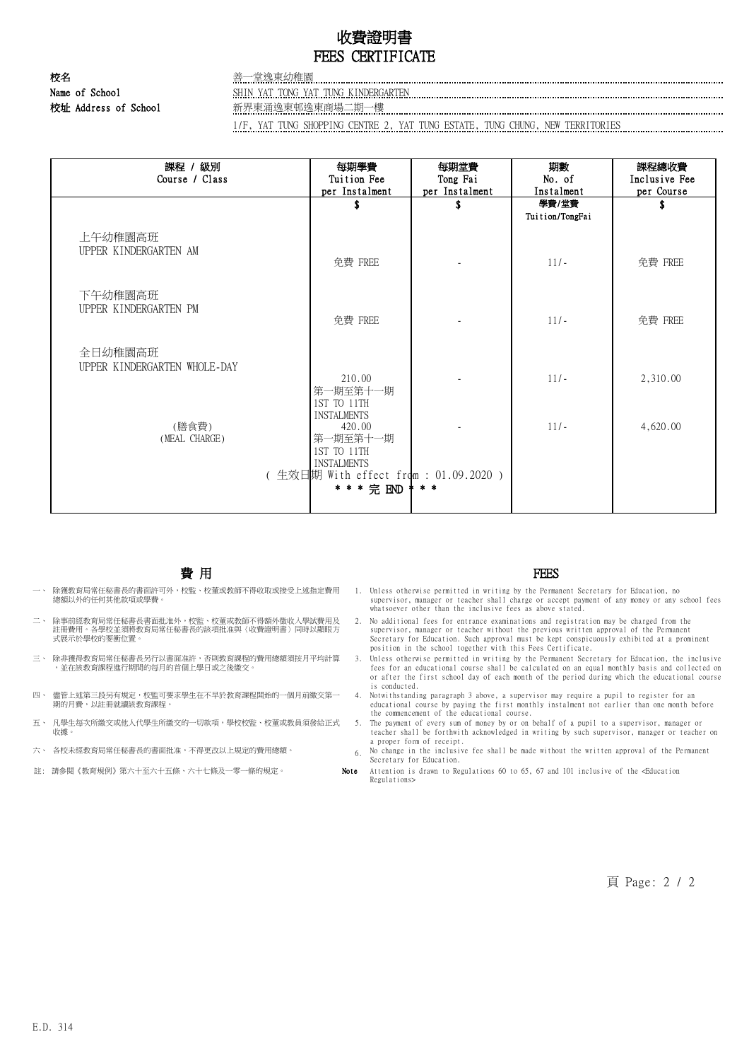# 收費證明書
# FEES CERTIFICATE

校名 善一堂逸東幼稚園
Name of School SHIN YAT TONG YAT TUNG KINDERGARTEN
校址 Address of School 新界東涌逸東邨逸東商場二期一樓
1/F, YAT TUNG SHOPPING CENTRE 2, YAT TUNG ESTATE, TUNG CHUNG, NEW TERRITORIES

| 課程 / 級別<br>Course / Class | 每期學費<br>Tuition Fee<br>per Instalment | 每期堂費<br>Tong Fai<br>per Instalment | 期數<br>No. of<br>Instalment | 課程總收費<br>Inclusive Fee<br>per Course |
|---|---|---|---|---|
| | $ | $ | 學費/堂費<br>Tuition/TongFai | $ |
| 上午幼稚園高班<br>UPPER KINDERGARTEN AM | 免費 FREE | - | 11/- | 免費 FREE |
| 下午幼稚園高班<br>UPPER KINDERGARTEN PM | 免費 FREE | - | 11/- | 免費 FREE |
| 全日幼稚園高班<br>UPPER KINDERGARTEN WHOLE-DAY | 210.00<br>第一期至第十一期<br>1ST TO 11TH<br>INSTALMENTS | - | 11/- | 2,310.00 |
| (膳食費)<br>(MEAL CHARGE) | 420.00<br>第一期至第十一期<br>1ST TO 11TH<br>INSTALMENTS | - | 11/- | 4,620.00 |
| | ( 生效日期 With effect from : 01.09.2020 ) | | | |
| | * * * 完 END * * * | | | |

## 費 用

一、 除獲教育局常任秘書長的書面許可外，校監、校董或教師不得收取或接受上述指定費用總額以外的任何其他款項或學費。

二、 除事前經教育局常任秘書長書面批准外，校監、校董或教師不得額外徵收入學試費用及註冊費用。各學校並須將教育局常任秘書長的該項批准與〈收費證明書〉同時以顯眼方式展示於學校的要衝位置。

三、 除非獲得教育局常任秘書長另行以書面准許，否則教育課程的費用總額須按月平均計算，並在該教育課程進行期間的每月的首個上學日或之後繳交。

四、 儘管上述第三段另有規定，校監可要求學生在不早於教育課程開始的一個月前繳交第一期的月費，以註冊就讀該教育課程。

五、 凡學生每次所繳交或他人代學生所繳交的一切款項，學校校監、校董或教員須發給正式收據。

六、 各校未經教育局常任秘書長的書面批准，不得更改以上規定的費用總額。

註: 請參閱《教育規例》第六十至六十五條、六十七條及一零一條的規定。

## FEES

1. Unless otherwise permitted in writing by the Permanent Secretary for Education, no supervisor, manager or teacher shall charge or accept payment of any money or any school fees whatsoever other than the inclusive fees as above stated.
2. No additional fees for entrance examinations and registration may be charged from the supervisor, manager or teacher without the previous written approval of the Permanent Secretary for Education. Such approval must be kept conspicuously exhibited at a prominent position in the school together with this Fees Certificate.
3. Unless otherwise permitted in writing by the Permanent Secretary for Education, the inclusive fees for an educational course shall be calculated on an equal monthly basis and collected on or after the first school day of each month of the period during which the educational course is conducted.
4. Notwithstanding paragraph 3 above, a supervisor may require a pupil to register for an educational course by paying the first monthly instalment not earlier than one month before the commencement of the educational course.
5. The payment of every sum of money by or on behalf of a pupil to a supervisor, manager or teacher shall be forthwith acknowledged in writing by such supervisor, manager or teacher on a proper form of receipt.
6. No change in the inclusive fee shall be made without the written approval of the Permanent Secretary for Education.

**Note** Attention is drawn to Regulations 60 to 65, 67 and 101 inclusive of the <Education Regulations>

E.D. 314